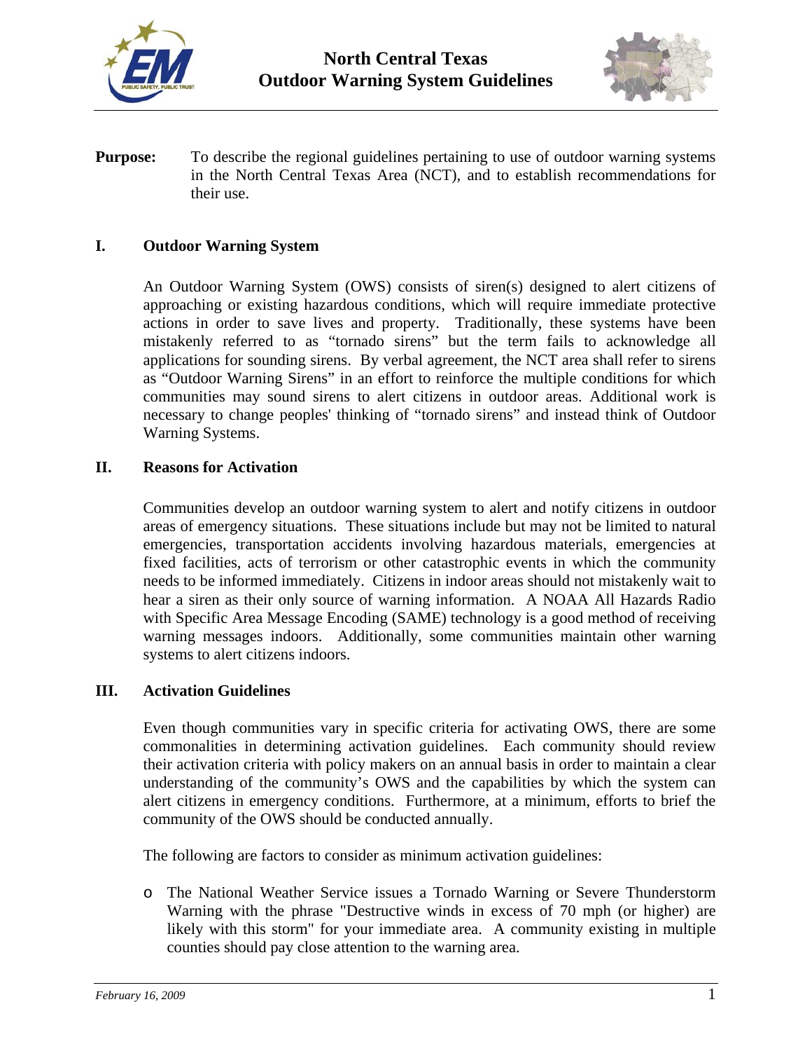# North Central Texas Outdoor Warning System Guidelines

**Purpose:** To describe the regional guidelines pertaining to use of outdoor warning systems in the North Central Texas Area (NCT), and to establish recommendations for their use.

## I. Outdoor Warning System

An Outdoor Warning System (OWS) consists of siren(s) designed to alert citizens of approaching or existing hazardous conditions, which will require immediate protective actions in order to save lives and property. Traditionally, these systems have been mistakenly referred to as "tornado sirens" but the term fails to acknowledge all applications for sounding sirens. By verbal agreement, the NCT area shall refer to sirens as "Outdoor Warning Sirens" in an effort to reinforce the multiple conditions for which communities may sound sirens to alert citizens in outdoor areas. Additional work is necessary to change peoples' thinking of "tornado sirens" and instead think of Outdoor Warning Systems.

## II. Reasons for Activation

Communities develop an outdoor warning system to alert and notify citizens in outdoor areas of emergency situations. These situations include but may not be limited to natural emergencies, transportation accidents involving hazardous materials, emergencies at fixed facilities, acts of terrorism or other catastrophic events in which the community needs to be informed immediately. Citizens in indoor areas should not mistakenly wait to hear a siren as their only source of warning information. A NOAA All Hazards Radio with Specific Area Message Encoding (SAME) technology is a good method of receiving warning messages indoors. Additionally, some communities maintain other warning systems to alert citizens indoors.

## III. Activation Guidelines

Even though communities vary in specific criteria for activating OWS, there are some commonalities in determining activation guidelines. Each community should review their activation criteria with policy makers on an annual basis in order to maintain a clear understanding of the community's OWS and the capabilities by which the system can alert citizens in emergency conditions. Furthermore, at a minimum, efforts to brief the community of the OWS should be conducted annually.

The following are factors to consider as minimum activation guidelines:

- The National Weather Service issues a Tornado Warning or Severe Thunderstorm Warning with the phrase "Destructive winds in excess of 70 mph (or higher) are likely with this storm" for your immediate area. A community existing in multiple counties should pay close attention to the warning area.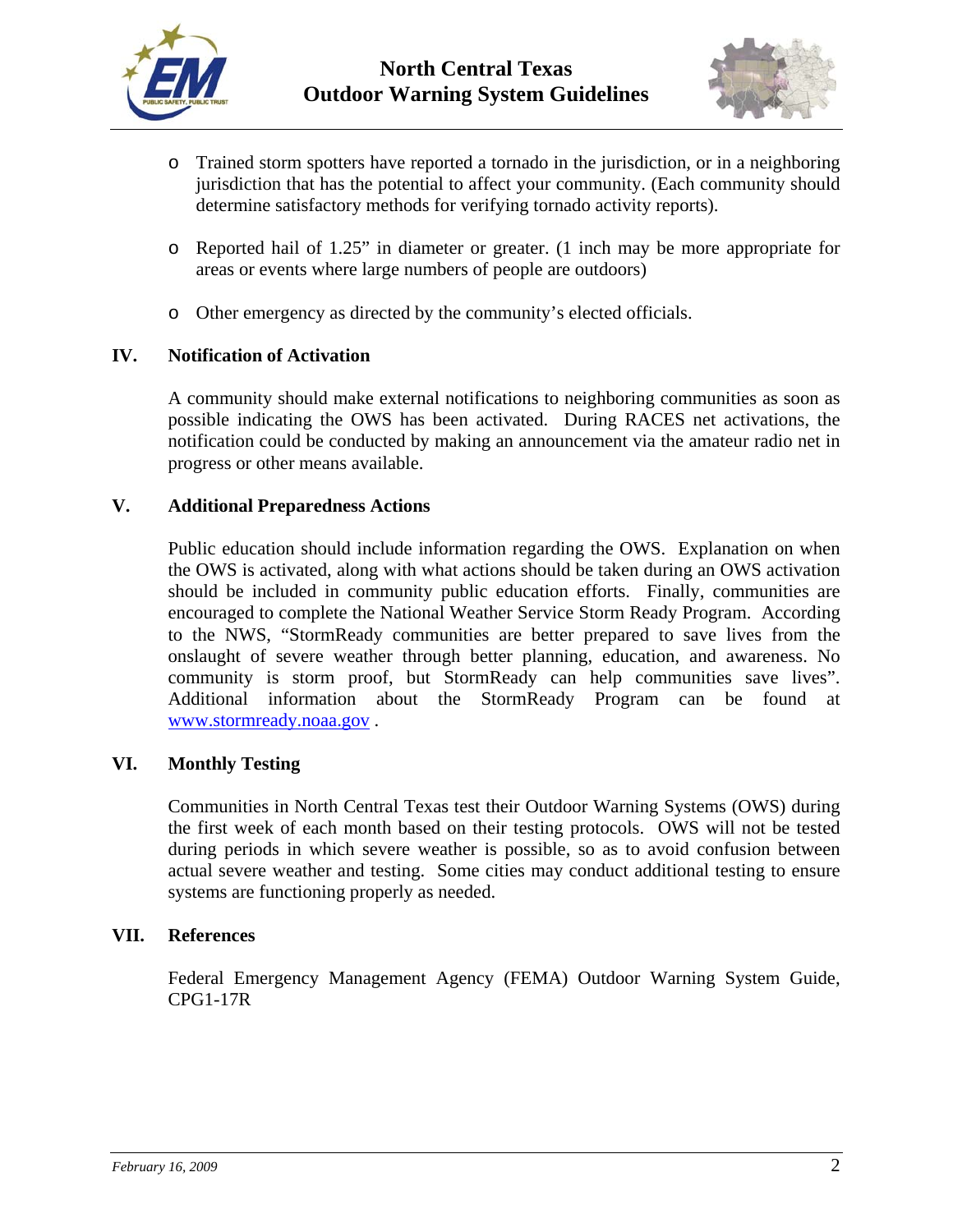- Trained storm spotters have reported a tornado in the jurisdiction, or in a neighboring jurisdiction that has the potential to affect your community. (Each community should determine satisfactory methods for verifying tornado activity reports).

- Reported hail of 1.25" in diameter or greater. (1 inch may be more appropriate for areas or events where large numbers of people are outdoors)

- Other emergency as directed by the community's elected officials.

## IV. Notification of Activation

A community should make external notifications to neighboring communities as soon as possible indicating the OWS has been activated. During RACES net activations, the notification could be conducted by making an announcement via the amateur radio net in progress or other means available.

## V. Additional Preparedness Actions

Public education should include information regarding the OWS. Explanation on when the OWS is activated, along with what actions should be taken during an OWS activation should be included in community public education efforts. Finally, communities are encouraged to complete the National Weather Service Storm Ready Program. According to the NWS, "StormReady communities are better prepared to save lives from the onslaught of severe weather through better planning, education, and awareness. No community is storm proof, but StormReady can help communities save lives". Additional information about the StormReady Program can be found at www.stormready.noaa.gov .

## VI. Monthly Testing

Communities in North Central Texas test their Outdoor Warning Systems (OWS) during the first week of each month based on their testing protocols. OWS will not be tested during periods in which severe weather is possible, so as to avoid confusion between actual severe weather and testing. Some cities may conduct additional testing to ensure systems are functioning properly as needed.

## VII. References

Federal Emergency Management Agency (FEMA) Outdoor Warning System Guide, CPG1-17R